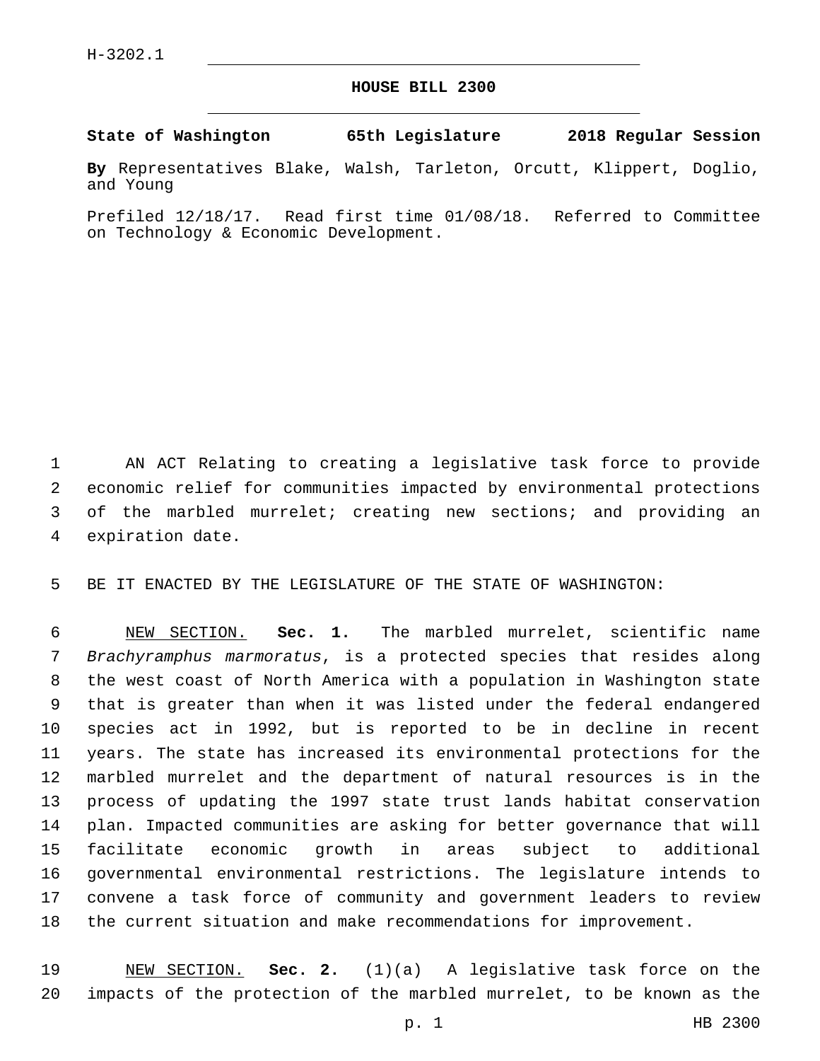H-3202.1

# HOUSE BILL 2300

**State of Washington 65th Legislature 2018 Regular Session**

**By** Representatives Blake, Walsh, Tarleton, Orcutt, Klippert, Doglio, and Young

Prefiled 12/18/17. Read first time 01/08/18. Referred to Committee on Technology & Economic Development.

AN ACT Relating to creating a legislative task force to provide economic relief for communities impacted by environmental protections of the marbled murrelet; creating new sections; and providing an expiration date.

BE IT ENACTED BY THE LEGISLATURE OF THE STATE OF WASHINGTON:

NEW SECTION. **Sec. 1.** The marbled murrelet, scientific name *Brachyramphus marmoratus*, is a protected species that resides along the west coast of North America with a population in Washington state that is greater than when it was listed under the federal endangered species act in 1992, but is reported to be in decline in recent years. The state has increased its environmental protections for the marbled murrelet and the department of natural resources is in the process of updating the 1997 state trust lands habitat conservation plan. Impacted communities are asking for better governance that will facilitate economic growth in areas subject to additional governmental environmental restrictions. The legislature intends to convene a task force of community and government leaders to review the current situation and make recommendations for improvement.

NEW SECTION. **Sec. 2.** (1)(a) A legislative task force on the impacts of the protection of the marbled murrelet, to be known as the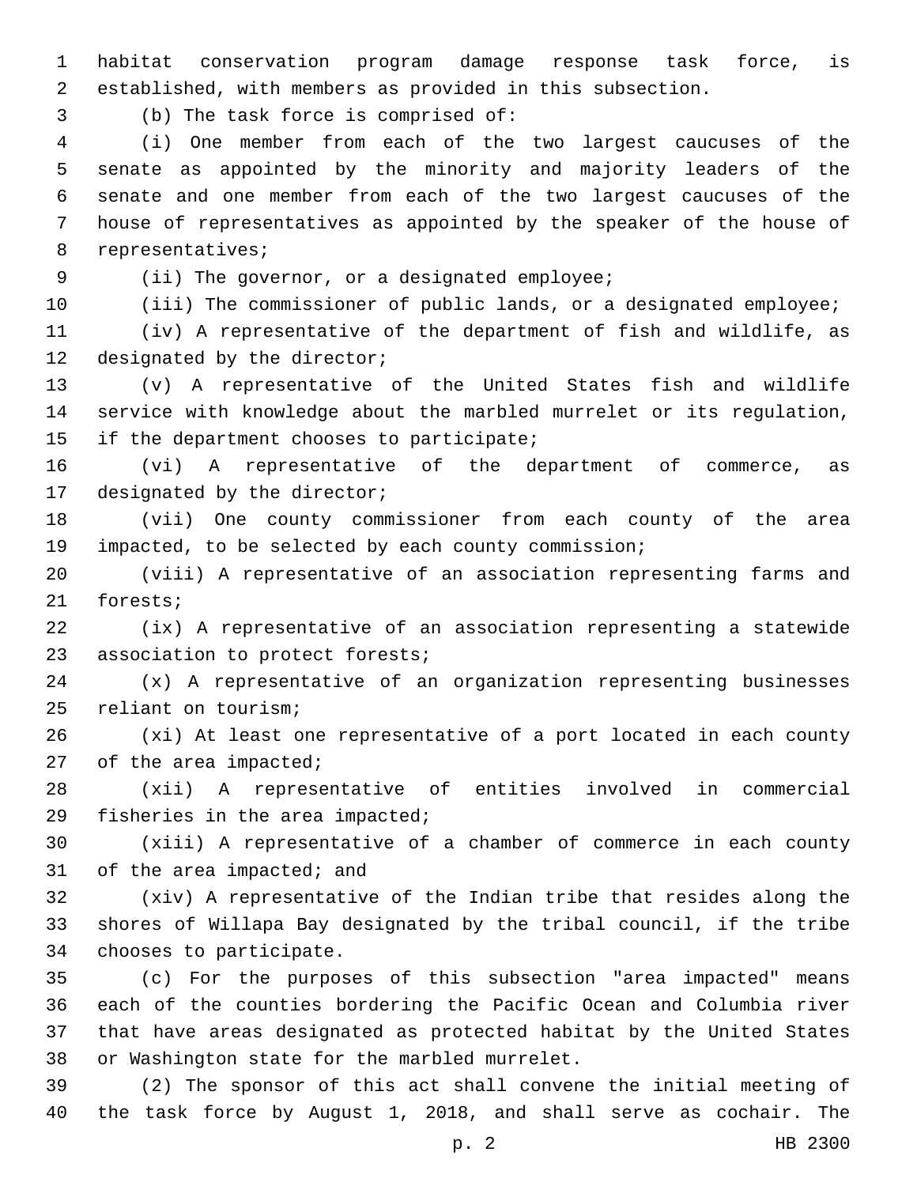habitat conservation program damage response task force, is established, with members as provided in this subsection.

(b) The task force is comprised of:

(i) One member from each of the two largest caucuses of the senate as appointed by the minority and majority leaders of the senate and one member from each of the two largest caucuses of the house of representatives as appointed by the speaker of the house of representatives;

(ii) The governor, or a designated employee;

(iii) The commissioner of public lands, or a designated employee;

(iv) A representative of the department of fish and wildlife, as designated by the director;

(v) A representative of the United States fish and wildlife service with knowledge about the marbled murrelet or its regulation, if the department chooses to participate;

(vi) A representative of the department of commerce, as designated by the director;

(vii) One county commissioner from each county of the area impacted, to be selected by each county commission;

(viii) A representative of an association representing farms and forests;

(ix) A representative of an association representing a statewide association to protect forests;

(x) A representative of an organization representing businesses reliant on tourism;

(xi) At least one representative of a port located in each county of the area impacted;

(xii) A representative of entities involved in commercial fisheries in the area impacted;

(xiii) A representative of a chamber of commerce in each county of the area impacted; and

(xiv) A representative of the Indian tribe that resides along the shores of Willapa Bay designated by the tribal council, if the tribe chooses to participate.

(c) For the purposes of this subsection "area impacted" means each of the counties bordering the Pacific Ocean and Columbia river that have areas designated as protected habitat by the United States or Washington state for the marbled murrelet.

(2) The sponsor of this act shall convene the initial meeting of the task force by August 1, 2018, and shall serve as cochair. The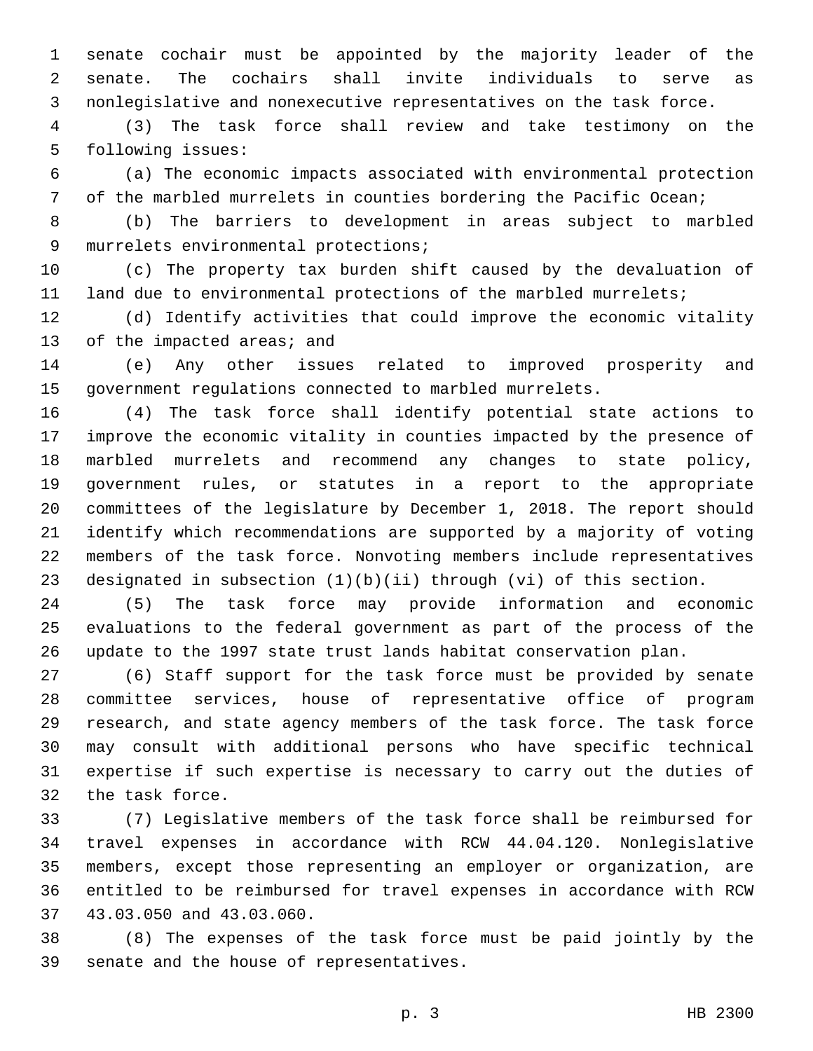senate cochair must be appointed by the majority leader of the senate. The cochairs shall invite individuals to serve as nonlegislative and nonexecutive representatives on the task force.

(3) The task force shall review and take testimony on the following issues:

(a) The economic impacts associated with environmental protection of the marbled murrelets in counties bordering the Pacific Ocean;

(b) The barriers to development in areas subject to marbled murrelets environmental protections;

(c) The property tax burden shift caused by the devaluation of land due to environmental protections of the marbled murrelets;

(d) Identify activities that could improve the economic vitality of the impacted areas; and

(e) Any other issues related to improved prosperity and government regulations connected to marbled murrelets.

(4) The task force shall identify potential state actions to improve the economic vitality in counties impacted by the presence of marbled murrelets and recommend any changes to state policy, government rules, or statutes in a report to the appropriate committees of the legislature by December 1, 2018. The report should identify which recommendations are supported by a majority of voting members of the task force. Nonvoting members include representatives designated in subsection (1)(b)(ii) through (vi) of this section.

(5) The task force may provide information and economic evaluations to the federal government as part of the process of the update to the 1997 state trust lands habitat conservation plan.

(6) Staff support for the task force must be provided by senate committee services, house of representative office of program research, and state agency members of the task force. The task force may consult with additional persons who have specific technical expertise if such expertise is necessary to carry out the duties of the task force.

(7) Legislative members of the task force shall be reimbursed for travel expenses in accordance with RCW 44.04.120. Nonlegislative members, except those representing an employer or organization, are entitled to be reimbursed for travel expenses in accordance with RCW 43.03.050 and 43.03.060.

(8) The expenses of the task force must be paid jointly by the senate and the house of representatives.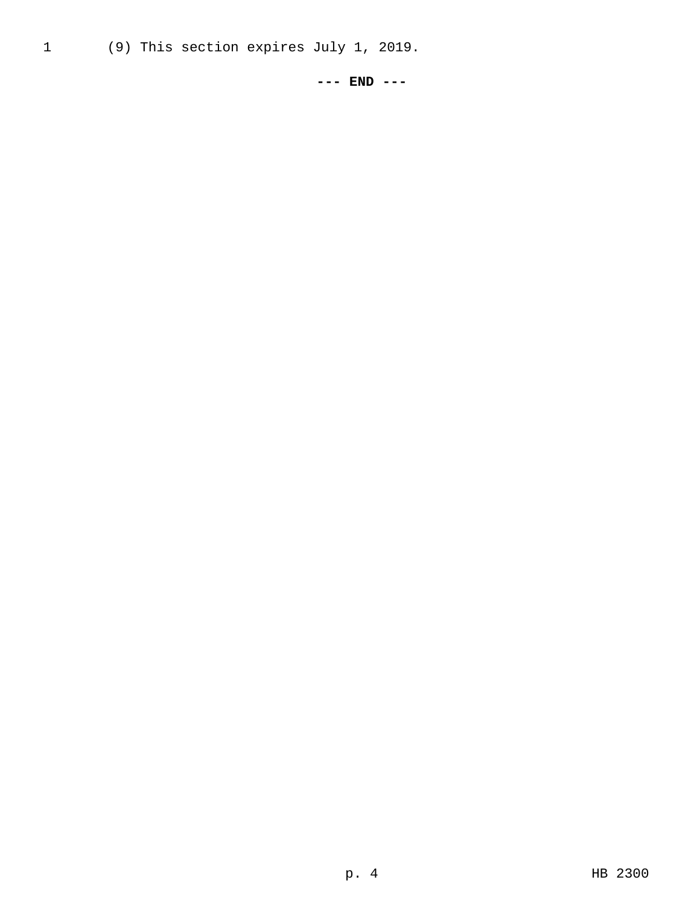(9) This section expires July 1, 2019.

**--- END ---**